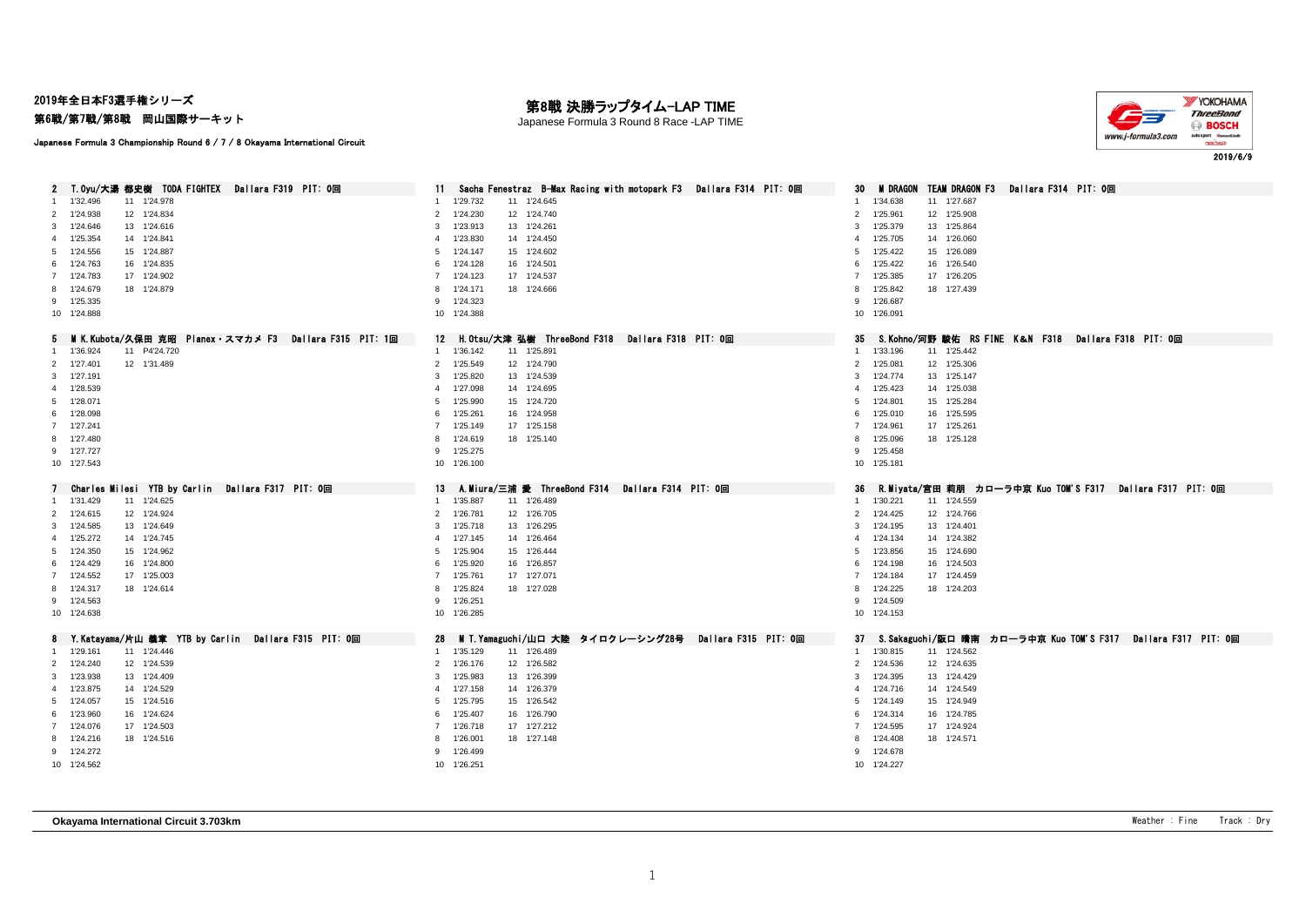2019年全日本F3選手権シリーズ

第6戦/第7戦/第8戦　岡山国際サーキット

Japanese Formula 3 Championship Round 6 / 7 / 8 Okayama International Circuit

# 第8戦 決勝ラップタイム-LAP TIME

Japanese Formula 3 Round 8 Race -LAP TIME

2019/6/9

### 2 T.Oyu/大湯 都史樹 TODA FIGHTEX Dallara F319 PIT: 0回

| Lap | Time | Lap | Time |
|---|---|---|---|
| 1 | 1'32.496 | 11 | 1'24.978 |
| 2 | 1'24.938 | 12 | 1'24.834 |
| 3 | 1'24.646 | 13 | 1'24.616 |
| 4 | 1'25.354 | 14 | 1'24.841 |
| 5 | 1'24.556 | 15 | 1'24.887 |
| 6 | 1'24.763 | 16 | 1'24.835 |
| 7 | 1'24.783 | 17 | 1'24.902 |
| 8 | 1'24.679 | 18 | 1'24.879 |
| 9 | 1'25.335 | | |
| 10 | 1'24.888 | | |

### 11 Sacha Fenestraz B-Max Racing with motopark F3 Dallara F314 PIT: 0回

| Lap | Time | Lap | Time |
|---|---|---|---|
| 1 | 1'29.732 | 11 | 1'24.645 |
| 2 | 1'24.230 | 12 | 1'24.740 |
| 3 | 1'23.913 | 13 | 1'24.261 |
| 4 | 1'23.830 | 14 | 1'24.450 |
| 5 | 1'24.147 | 15 | 1'24.602 |
| 6 | 1'24.128 | 16 | 1'24.501 |
| 7 | 1'24.123 | 17 | 1'24.537 |
| 8 | 1'24.171 | 18 | 1'24.666 |
| 9 | 1'24.323 | | |
| 10 | 1'24.388 | | |

### 30 M DRAGON TEAM DRAGON F3 Dallara F314 PIT: 0回

| Lap | Time | Lap | Time |
|---|---|---|---|
| 1 | 1'34.638 | 11 | 1'27.687 |
| 2 | 1'25.961 | 12 | 1'25.908 |
| 3 | 1'25.379 | 13 | 1'25.864 |
| 4 | 1'25.705 | 14 | 1'26.060 |
| 5 | 1'25.422 | 15 | 1'26.089 |
| 6 | 1'25.422 | 16 | 1'26.540 |
| 7 | 1'25.385 | 17 | 1'26.205 |
| 8 | 1'25.842 | 18 | 1'27.439 |
| 9 | 1'26.687 | | |
| 10 | 1'26.091 | | |

### 5 M K.Kubota/久保田 克昭 Planex・スマカメ F3 Dallara F315 PIT: 1回

| Lap | Time | Lap | Time |
|---|---|---|---|
| 1 | 1'36.924 | 11 | P4'24.720 |
| 2 | 1'27.401 | 12 | 1'31.489 |
| 3 | 1'27.191 | | |
| 4 | 1'28.539 | | |
| 5 | 1'28.071 | | |
| 6 | 1'28.098 | | |
| 7 | 1'27.241 | | |
| 8 | 1'27.480 | | |
| 9 | 1'27.727 | | |
| 10 | 1'27.543 | | |

### 12 H.Otsu/大津 弘樹 ThreeBond F318 Dallara F318 PIT: 0回

| Lap | Time | Lap | Time |
|---|---|---|---|
| 1 | 1'36.142 | 11 | 1'25.891 |
| 2 | 1'25.549 | 12 | 1'24.790 |
| 3 | 1'25.820 | 13 | 1'24.539 |
| 4 | 1'27.098 | 14 | 1'24.695 |
| 5 | 1'25.990 | 15 | 1'24.720 |
| 6 | 1'25.261 | 16 | 1'24.958 |
| 7 | 1'25.149 | 17 | 1'25.158 |
| 8 | 1'24.619 | 18 | 1'25.140 |
| 9 | 1'25.275 | | |
| 10 | 1'26.100 | | |

### 35 S.Kohno/河野 駿佑 RS FINE K&N F318 Dallara F318 PIT: 0回

| Lap | Time | Lap | Time |
|---|---|---|---|
| 1 | 1'33.196 | 11 | 1'25.442 |
| 2 | 1'25.081 | 12 | 1'25.306 |
| 3 | 1'24.774 | 13 | 1'25.147 |
| 4 | 1'25.423 | 14 | 1'25.038 |
| 5 | 1'24.801 | 15 | 1'25.284 |
| 6 | 1'25.010 | 16 | 1'25.595 |
| 7 | 1'24.961 | 17 | 1'25.261 |
| 8 | 1'25.096 | 18 | 1'25.128 |
| 9 | 1'25.458 | | |
| 10 | 1'25.181 | | |

### 7 Charles Milesi YTB by Carlin Dallara F317 PIT: 0回

| Lap | Time | Lap | Time |
|---|---|---|---|
| 1 | 1'31.429 | 11 | 1'24.625 |
| 2 | 1'24.615 | 12 | 1'24.924 |
| 3 | 1'24.585 | 13 | 1'24.649 |
| 4 | 1'25.272 | 14 | 1'24.745 |
| 5 | 1'24.350 | 15 | 1'24.962 |
| 6 | 1'24.429 | 16 | 1'24.800 |
| 7 | 1'24.552 | 17 | 1'25.003 |
| 8 | 1'24.317 | 18 | 1'24.614 |
| 9 | 1'24.563 | | |
| 10 | 1'24.638 | | |

### 13 A.Miura/三浦 愛 ThreeBond F314 Dallara F314 PIT: 0回

| Lap | Time | Lap | Time |
|---|---|---|---|
| 1 | 1'35.887 | 11 | 1'26.489 |
| 2 | 1'26.781 | 12 | 1'26.705 |
| 3 | 1'25.718 | 13 | 1'26.295 |
| 4 | 1'27.145 | 14 | 1'26.464 |
| 5 | 1'25.904 | 15 | 1'26.444 |
| 6 | 1'25.920 | 16 | 1'26.857 |
| 7 | 1'25.761 | 17 | 1'27.071 |
| 8 | 1'25.824 | 18 | 1'27.028 |
| 9 | 1'26.251 | | |
| 10 | 1'26.285 | | |

### 36 R.Miyata/宮田 莉朋 カローラ中京 Kuo TOM'S F317 Dallara F317 PIT: 0回

| Lap | Time | Lap | Time |
|---|---|---|---|
| 1 | 1'30.221 | 11 | 1'24.559 |
| 2 | 1'24.425 | 12 | 1'24.766 |
| 3 | 1'24.195 | 13 | 1'24.401 |
| 4 | 1'24.134 | 14 | 1'24.382 |
| 5 | 1'23.856 | 15 | 1'24.690 |
| 6 | 1'24.198 | 16 | 1'24.503 |
| 7 | 1'24.184 | 17 | 1'24.459 |
| 8 | 1'24.225 | 18 | 1'24.203 |
| 9 | 1'24.509 | | |
| 10 | 1'24.153 | | |

### 8 Y.Katayama/片山 義章 YTB by Carlin Dallara F315 PIT: 0回

| Lap | Time | Lap | Time |
|---|---|---|---|
| 1 | 1'29.161 | 11 | 1'24.446 |
| 2 | 1'24.240 | 12 | 1'24.539 |
| 3 | 1'23.938 | 13 | 1'24.409 |
| 4 | 1'23.875 | 14 | 1'24.529 |
| 5 | 1'24.057 | 15 | 1'24.516 |
| 6 | 1'23.960 | 16 | 1'24.624 |
| 7 | 1'24.076 | 17 | 1'24.503 |
| 8 | 1'24.216 | 18 | 1'24.516 |
| 9 | 1'24.272 | | |
| 10 | 1'24.562 | | |

### 28 M T.Yamaguchi/山口 大陸 タイロクレーシング28号 Dallara F315 PIT: 0回

| Lap | Time | Lap | Time |
|---|---|---|---|
| 1 | 1'35.129 | 11 | 1'26.489 |
| 2 | 1'26.176 | 12 | 1'26.582 |
| 3 | 1'25.983 | 13 | 1'26.399 |
| 4 | 1'27.158 | 14 | 1'26.379 |
| 5 | 1'25.795 | 15 | 1'26.542 |
| 6 | 1'25.407 | 16 | 1'26.790 |
| 7 | 1'26.718 | 17 | 1'27.212 |
| 8 | 1'26.001 | 18 | 1'27.148 |
| 9 | 1'26.499 | | |
| 10 | 1'26.251 | | |

### 37 S.Sakaguchi/阪口 晴南 カローラ中京 Kuo TOM'S F317 Dallara F317 PIT: 0回

| Lap | Time | Lap | Time |
|---|---|---|---|
| 1 | 1'30.815 | 11 | 1'24.562 |
| 2 | 1'24.536 | 12 | 1'24.635 |
| 3 | 1'24.395 | 13 | 1'24.429 |
| 4 | 1'24.716 | 14 | 1'24.549 |
| 5 | 1'24.149 | 15 | 1'24.949 |
| 6 | 1'24.314 | 16 | 1'24.785 |
| 7 | 1'24.595 | 17 | 1'24.924 |
| 8 | 1'24.408 | 18 | 1'24.571 |
| 9 | 1'24.678 | | |
| 10 | 1'24.227 | | |

**Okayama International Circuit 3.703km**　　Weather : Fine　Track : Dry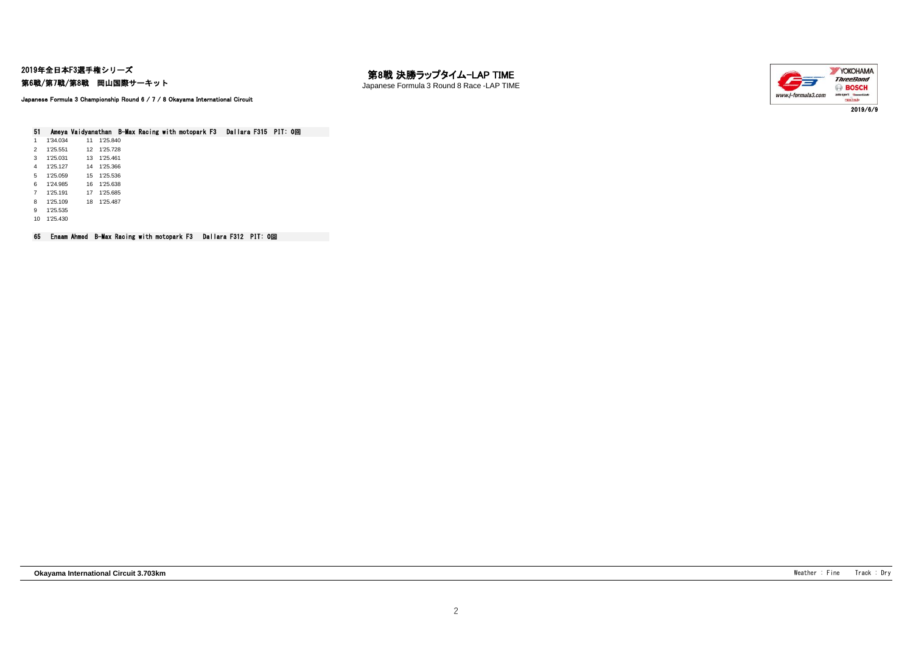2019年全日本F3選手権シリーズ

第6戦/第7戦/第8戦　岡山国際サーキット

Japanese Formula 3 Championship Round 6 / 7 / 8 Okayama International Circuit

# 第8戦 決勝ラップタイム-LAP TIME

Japanese Formula 3 Round 8 Race -LAP TIME

2019/6/9

**51　Ameya Vaidyanathan　B-Max Racing with motopark F3　Dallara F315　PIT: 0回**

| | | | |
|---|---|---|---|
| 1 | 1'34.034 | 11 | 1'25.840 |
| 2 | 1'25.551 | 12 | 1'25.728 |
| 3 | 1'25.031 | 13 | 1'25.461 |
| 4 | 1'25.127 | 14 | 1'25.366 |
| 5 | 1'25.059 | 15 | 1'25.536 |
| 6 | 1'24.985 | 16 | 1'25.638 |
| 7 | 1'25.191 | 17 | 1'25.685 |
| 8 | 1'25.109 | 18 | 1'25.487 |
| 9 | 1'25.535 | | |
| 10 | 1'25.430 | | |

**65　Enaam Ahmed　B-Max Racing with motopark F3　Dallara F312　PIT: 0回**

**Okayama International Circuit 3.703km**　　Weather : Fine　Track : Dry